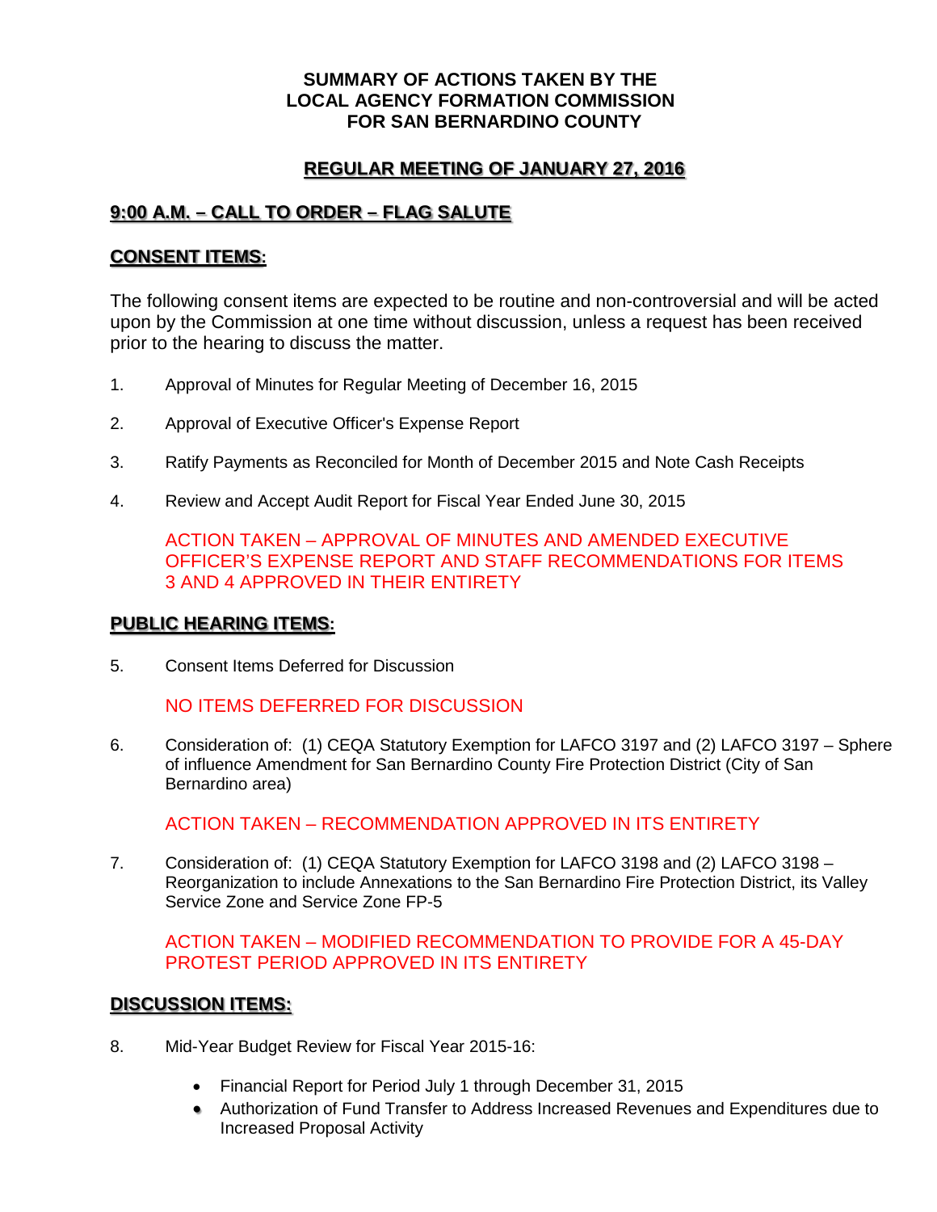# SUMMARY OF ACTIONS TAKEN BY THE LOCAL AGENCY FORMATION COMMISSION FOR SAN BERNARDINO COUNTY

## REGULAR MEETING OF JANUARY 27, 2016

## 9:00 A.M. – CALL TO ORDER – FLAG SALUTE

## CONSENT ITEMS:

The following consent items are expected to be routine and non-controversial and will be acted upon by the Commission at one time without discussion, unless a request has been received prior to the hearing to discuss the matter.

1. Approval of Minutes for Regular Meeting of December 16, 2015

2. Approval of Executive Officer's Expense Report

3. Ratify Payments as Reconciled for Month of December 2015 and Note Cash Receipts

4. Review and Accept Audit Report for Fiscal Year Ended June 30, 2015

   ACTION TAKEN – APPROVAL OF MINUTES AND AMENDED EXECUTIVE OFFICER'S EXPENSE REPORT AND STAFF RECOMMENDATIONS FOR ITEMS 3 AND 4 APPROVED IN THEIR ENTIRETY

## PUBLIC HEARING ITEMS:

5. Consent Items Deferred for Discussion

   NO ITEMS DEFERRED FOR DISCUSSION

6. Consideration of: (1) CEQA Statutory Exemption for LAFCO 3197 and (2) LAFCO 3197 – Sphere of influence Amendment for San Bernardino County Fire Protection District (City of San Bernardino area)

   ACTION TAKEN – RECOMMENDATION APPROVED IN ITS ENTIRETY

7. Consideration of: (1) CEQA Statutory Exemption for LAFCO 3198 and (2) LAFCO 3198 – Reorganization to include Annexations to the San Bernardino Fire Protection District, its Valley Service Zone and Service Zone FP-5

   ACTION TAKEN – MODIFIED RECOMMENDATION TO PROVIDE FOR A 45-DAY PROTEST PERIOD APPROVED IN ITS ENTIRETY

## DISCUSSION ITEMS:

8. Mid-Year Budget Review for Fiscal Year 2015-16:

   - Financial Report for Period July 1 through December 31, 2015
   - Authorization of Fund Transfer to Address Increased Revenues and Expenditures due to Increased Proposal Activity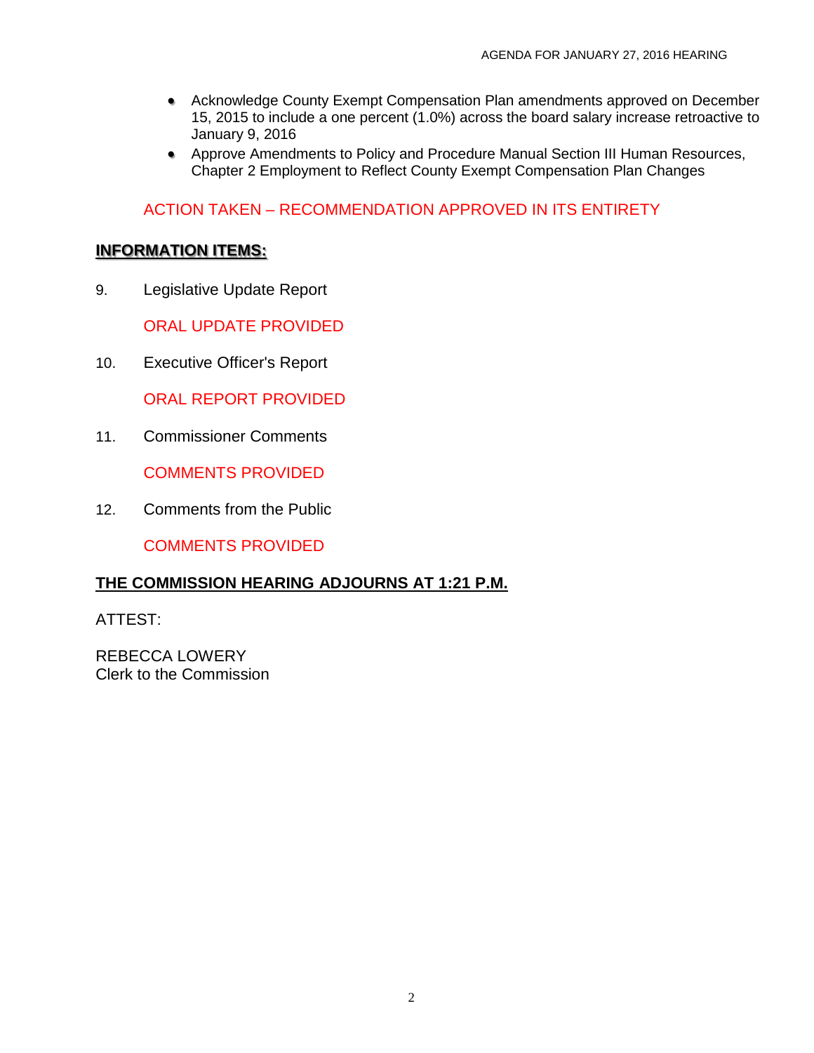- Acknowledge County Exempt Compensation Plan amendments approved on December 15, 2015 to include a one percent (1.0%) across the board salary increase retroactive to January 9, 2016
- Approve Amendments to Policy and Procedure Manual Section III Human Resources, Chapter 2 Employment to Reflect County Exempt Compensation Plan Changes

ACTION TAKEN – RECOMMENDATION APPROVED IN ITS ENTIRETY

## INFORMATION ITEMS:

9. Legislative Update Report

   ORAL UPDATE PROVIDED

10. Executive Officer's Report

    ORAL REPORT PROVIDED

11. Commissioner Comments

    COMMENTS PROVIDED

12. Comments from the Public

    COMMENTS PROVIDED

**THE COMMISSION HEARING ADJOURNS AT 1:21 P.M.**

ATTEST:

REBECCA LOWERY
Clerk to the Commission